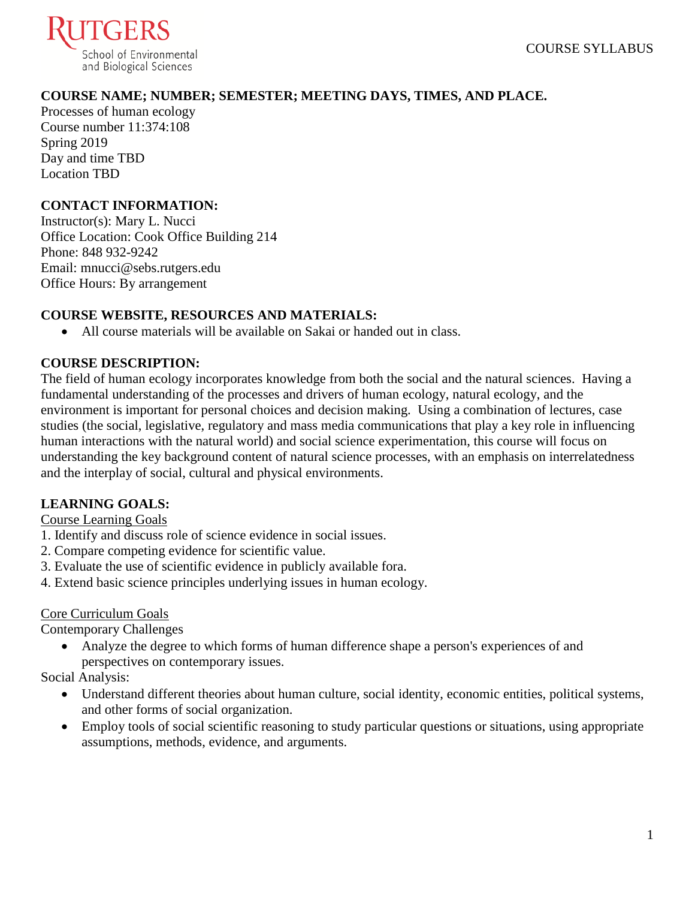RUTGERS
School of Environmental
and Biological Sciences

COURSE SYLLABUS

**COURSE NAME; NUMBER; SEMESTER; MEETING DAYS, TIMES, AND PLACE.**

Processes of human ecology
Course number 11:374:108
Spring 2019
Day and time TBD
Location TBD

**CONTACT INFORMATION:**

Instructor(s): Mary L. Nucci
Office Location: Cook Office Building 214
Phone: 848 932-9242
Email: mnucci@sebs.rutgers.edu
Office Hours: By arrangement

**COURSE WEBSITE, RESOURCES AND MATERIALS:**

- All course materials will be available on Sakai or handed out in class.

**COURSE DESCRIPTION:**

The field of human ecology incorporates knowledge from both the social and the natural sciences. Having a fundamental understanding of the processes and drivers of human ecology, natural ecology, and the environment is important for personal choices and decision making. Using a combination of lectures, case studies (the social, legislative, regulatory and mass media communications that play a key role in influencing human interactions with the natural world) and social science experimentation, this course will focus on understanding the key background content of natural science processes, with an emphasis on interrelatedness and the interplay of social, cultural and physical environments.

**LEARNING GOALS:**

Course Learning Goals

1. Identify and discuss role of science evidence in social issues.
2. Compare competing evidence for scientific value.
3. Evaluate the use of scientific evidence in publicly available fora.
4. Extend basic science principles underlying issues in human ecology.

Core Curriculum Goals

Contemporary Challenges

- Analyze the degree to which forms of human difference shape a person's experiences of and perspectives on contemporary issues.

Social Analysis:

- Understand different theories about human culture, social identity, economic entities, political systems, and other forms of social organization.
- Employ tools of social scientific reasoning to study particular questions or situations, using appropriate assumptions, methods, evidence, and arguments.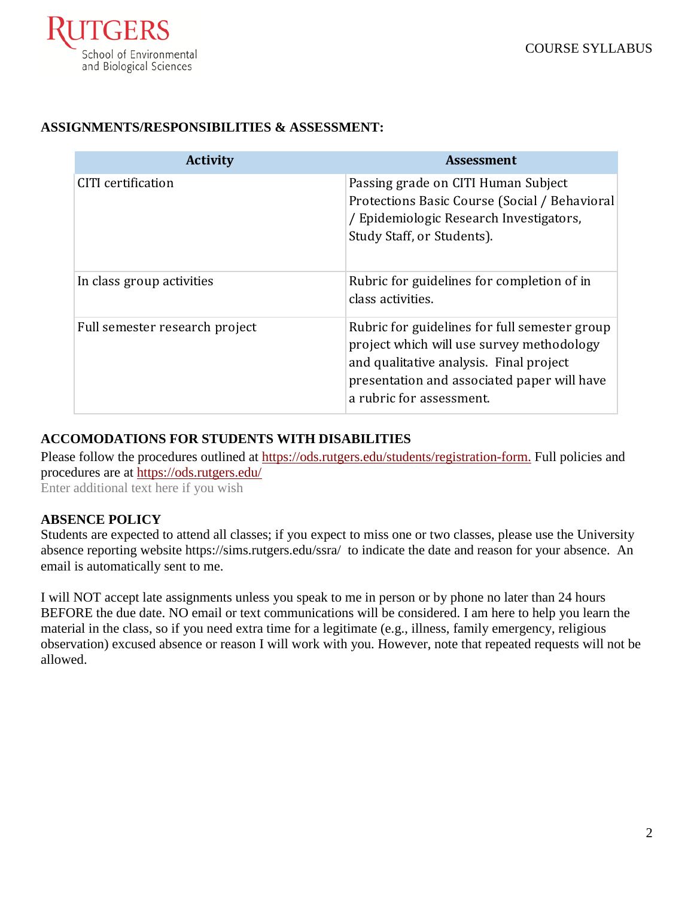### ASSIGNMENTS/RESPONSIBILITIES & ASSESSMENT:

| Activity | Assessment |
|---|---|
| CITI certification | Passing grade on CITI Human Subject Protections Basic Course (Social / Behavioral / Epidemiologic Research Investigators, Study Staff, or Students). |
| In class group activities | Rubric for guidelines for completion of in class activities. |
| Full semester research project | Rubric for guidelines for full semester group project which will use survey methodology and qualitative analysis. Final project presentation and associated paper will have a rubric for assessment. |

### ACCOMODATIONS FOR STUDENTS WITH DISABILITIES

Please follow the procedures outlined at https://ods.rutgers.edu/students/registration-form. Full policies and procedures are at https://ods.rutgers.edu/
Enter additional text here if you wish

### ABSENCE POLICY

Students are expected to attend all classes; if you expect to miss one or two classes, please use the University absence reporting website https://sims.rutgers.edu/ssra/ to indicate the date and reason for your absence. An email is automatically sent to me.

I will NOT accept late assignments unless you speak to me in person or by phone no later than 24 hours BEFORE the due date. NO email or text communications will be considered. I am here to help you learn the material in the class, so if you need extra time for a legitimate (e.g., illness, family emergency, religious observation) excused absence or reason I will work with you. However, note that repeated requests will not be allowed.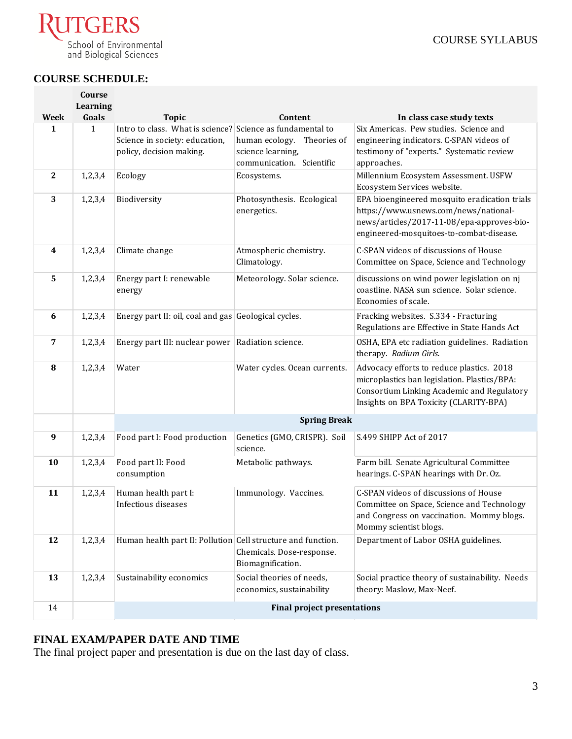## COURSE SCHEDULE:

| Week | Course Learning Goals | Topic | Content | In class case study texts |
|---|---|---|---|---|
| 1 | 1 | Intro to class. What is science? Science in society: education, policy, decision making. | Science as fundamental to human ecology. Theories of science learning, communication. Scientific | Six Americas. Pew studies. Science and engineering indicators. C-SPAN videos of testimony of "experts." Systematic review approaches. |
| 2 | 1,2,3,4 | Ecology | Ecosystems. | Millennium Ecosystem Assessment. USFW Ecosystem Services website. |
| 3 | 1,2,3,4 | Biodiversity | Photosynthesis. Ecological energetics. | EPA bioengineered mosquito eradication trials https://www.usnews.com/news/national-news/articles/2017-11-08/epa-approves-bio-engineered-mosquitoes-to-combat-disease. |
| 4 | 1,2,3,4 | Climate change | Atmospheric chemistry. Climatology. | C-SPAN videos of discussions of House Committee on Space, Science and Technology |
| 5 | 1,2,3,4 | Energy part I: renewable energy | Meteorology. Solar science. | discussions on wind power legislation on nj coastline. NASA sun science. Solar science. Economies of scale. |
| 6 | 1,2,3,4 | Energy part II: oil, coal and gas | Geological cycles. | Fracking websites. S.334 - Fracturing Regulations are Effective in State Hands Act |
| 7 | 1,2,3,4 | Energy part III: nuclear power | Radiation science. | OSHA, EPA etc radiation guidelines. Radiation therapy. *Radium Girls.* |
| 8 | 1,2,3,4 | Water | Water cycles. Ocean currents. | Advocacy efforts to reduce plastics. 2018 microplastics ban legislation. Plastics/BPA: Consortium Linking Academic and Regulatory Insights on BPA Toxicity (CLARITY-BPA) |
| | | **Spring Break** | | |
| 9 | 1,2,3,4 | Food part I: Food production | Genetics (GMO, CRISPR). Soil science. | S.499 SHIPP Act of 2017 |
| 10 | 1,2,3,4 | Food part II: Food consumption | Metabolic pathways. | Farm bill. Senate Agricultural Committee hearings. C-SPAN hearings with Dr. Oz. |
| 11 | 1,2,3,4 | Human health part I: Infectious diseases | Immunology. Vaccines. | C-SPAN videos of discussions of House Committee on Space, Science and Technology and Congress on vaccination. Mommy blogs. Mommy scientist blogs. |
| 12 | 1,2,3,4 | Human health part II: Pollution | Cell structure and function. Chemicals. Dose-response. Biomagnification. | Department of Labor OSHA guidelines. |
| 13 | 1,2,3,4 | Sustainability economics | Social theories of needs, economics, sustainability | Social practice theory of sustainability. Needs theory: Maslow, Max-Neef. |
| 14 | | **Final project presentations** | | |

## FINAL EXAM/PAPER DATE AND TIME

The final project paper and presentation is due on the last day of class.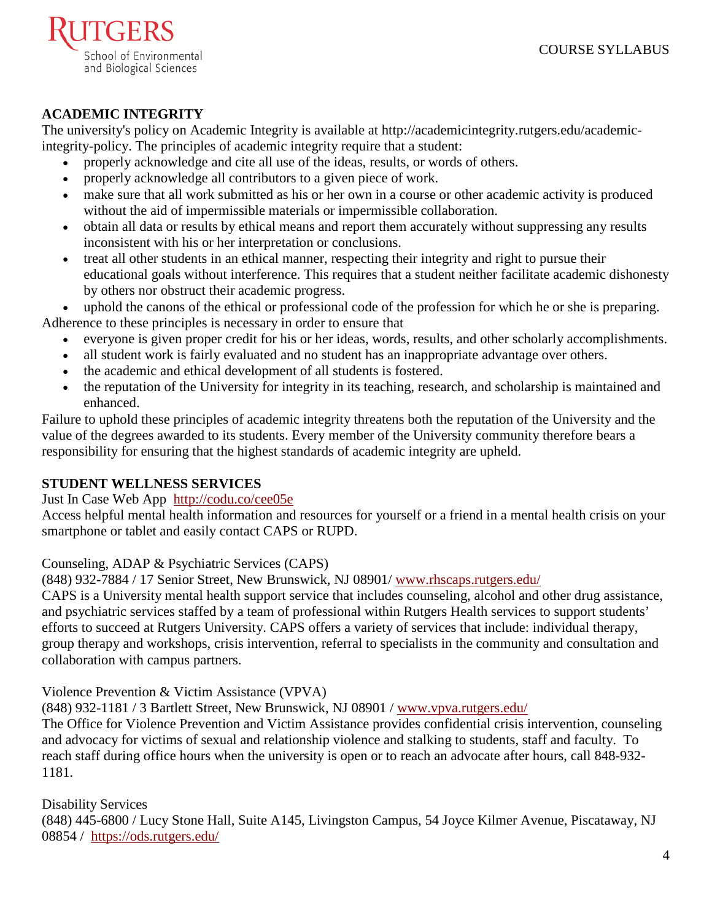## ACADEMIC INTEGRITY

The university's policy on Academic Integrity is available at http://academicintegrity.rutgers.edu/academic-integrity-policy. The principles of academic integrity require that a student:

- properly acknowledge and cite all use of the ideas, results, or words of others.
- properly acknowledge all contributors to a given piece of work.
- make sure that all work submitted as his or her own in a course or other academic activity is produced without the aid of impermissible materials or impermissible collaboration.
- obtain all data or results by ethical means and report them accurately without suppressing any results inconsistent with his or her interpretation or conclusions.
- treat all other students in an ethical manner, respecting their integrity and right to pursue their educational goals without interference. This requires that a student neither facilitate academic dishonesty by others nor obstruct their academic progress.
- uphold the canons of the ethical or professional code of the profession for which he or she is preparing.

Adherence to these principles is necessary in order to ensure that

- everyone is given proper credit for his or her ideas, words, results, and other scholarly accomplishments.
- all student work is fairly evaluated and no student has an inappropriate advantage over others.
- the academic and ethical development of all students is fostered.
- the reputation of the University for integrity in its teaching, research, and scholarship is maintained and enhanced.

Failure to uphold these principles of academic integrity threatens both the reputation of the University and the value of the degrees awarded to its students. Every member of the University community therefore bears a responsibility for ensuring that the highest standards of academic integrity are upheld.

## STUDENT WELLNESS SERVICES

Just In Case Web App http://codu.co/cee05e

Access helpful mental health information and resources for yourself or a friend in a mental health crisis on your smartphone or tablet and easily contact CAPS or RUPD.

Counseling, ADAP & Psychiatric Services (CAPS)

(848) 932-7884 / 17 Senior Street, New Brunswick, NJ 08901/ www.rhscaps.rutgers.edu/

CAPS is a University mental health support service that includes counseling, alcohol and other drug assistance, and psychiatric services staffed by a team of professional within Rutgers Health services to support students' efforts to succeed at Rutgers University. CAPS offers a variety of services that include: individual therapy, group therapy and workshops, crisis intervention, referral to specialists in the community and consultation and collaboration with campus partners.

Violence Prevention & Victim Assistance (VPVA)

(848) 932-1181 / 3 Bartlett Street, New Brunswick, NJ 08901 / www.vpva.rutgers.edu/

The Office for Violence Prevention and Victim Assistance provides confidential crisis intervention, counseling and advocacy for victims of sexual and relationship violence and stalking to students, staff and faculty. To reach staff during office hours when the university is open or to reach an advocate after hours, call 848-932-1181.

Disability Services

(848) 445-6800 / Lucy Stone Hall, Suite A145, Livingston Campus, 54 Joyce Kilmer Avenue, Piscataway, NJ 08854 / https://ods.rutgers.edu/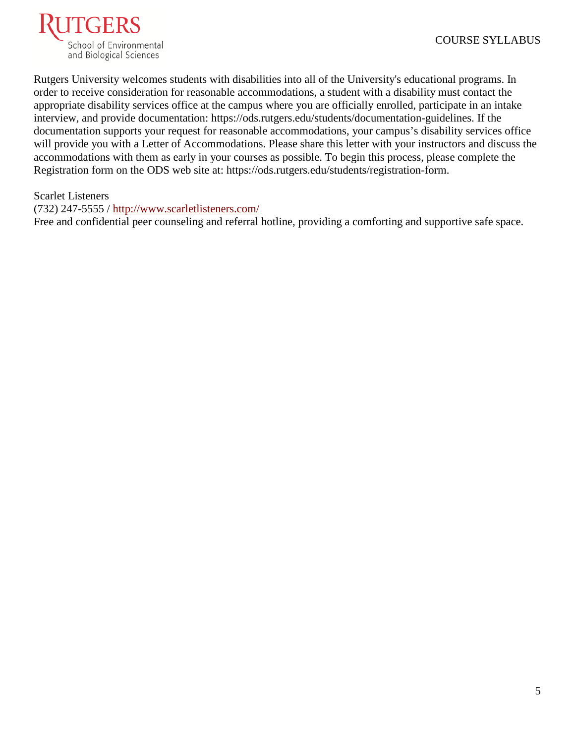Rutgers University welcomes students with disabilities into all of the University's educational programs. In order to receive consideration for reasonable accommodations, a student with a disability must contact the appropriate disability services office at the campus where you are officially enrolled, participate in an intake interview, and provide documentation: https://ods.rutgers.edu/students/documentation-guidelines. If the documentation supports your request for reasonable accommodations, your campus's disability services office will provide you with a Letter of Accommodations. Please share this letter with your instructors and discuss the accommodations with them as early in your courses as possible. To begin this process, please complete the Registration form on the ODS web site at: https://ods.rutgers.edu/students/registration-form.

Scarlet Listeners
(732) 247-5555 / [http://www.scarletlisteners.com/](http://www.scarletlisteners.com/)
Free and confidential peer counseling and referral hotline, providing a comforting and supportive safe space.